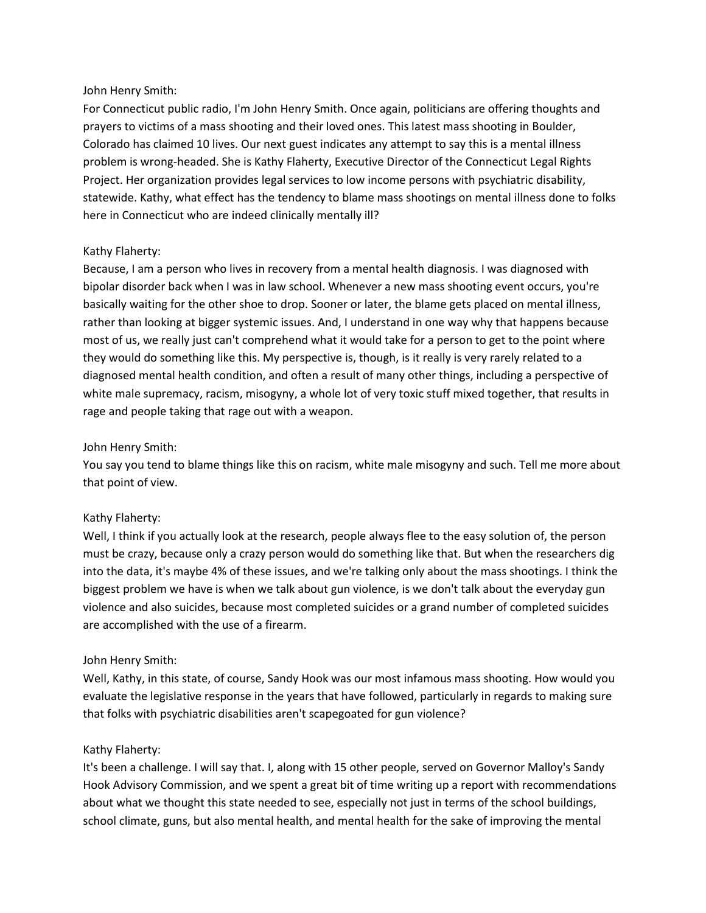John Henry Smith:
For Connecticut public radio, I'm John Henry Smith. Once again, politicians are offering thoughts and prayers to victims of a mass shooting and their loved ones. This latest mass shooting in Boulder, Colorado has claimed 10 lives. Our next guest indicates any attempt to say this is a mental illness problem is wrong-headed. She is Kathy Flaherty, Executive Director of the Connecticut Legal Rights Project. Her organization provides legal services to low income persons with psychiatric disability, statewide. Kathy, what effect has the tendency to blame mass shootings on mental illness done to folks here in Connecticut who are indeed clinically mentally ill?

Kathy Flaherty:
Because, I am a person who lives in recovery from a mental health diagnosis. I was diagnosed with bipolar disorder back when I was in law school. Whenever a new mass shooting event occurs, you're basically waiting for the other shoe to drop. Sooner or later, the blame gets placed on mental illness, rather than looking at bigger systemic issues. And, I understand in one way why that happens because most of us, we really just can't comprehend what it would take for a person to get to the point where they would do something like this. My perspective is, though, is it really is very rarely related to a diagnosed mental health condition, and often a result of many other things, including a perspective of white male supremacy, racism, misogyny, a whole lot of very toxic stuff mixed together, that results in rage and people taking that rage out with a weapon.

John Henry Smith:
You say you tend to blame things like this on racism, white male misogyny and such. Tell me more about that point of view.

Kathy Flaherty:
Well, I think if you actually look at the research, people always flee to the easy solution of, the person must be crazy, because only a crazy person would do something like that. But when the researchers dig into the data, it's maybe 4% of these issues, and we're talking only about the mass shootings. I think the biggest problem we have is when we talk about gun violence, is we don't talk about the everyday gun violence and also suicides, because most completed suicides or a grand number of completed suicides are accomplished with the use of a firearm.

John Henry Smith:
Well, Kathy, in this state, of course, Sandy Hook was our most infamous mass shooting. How would you evaluate the legislative response in the years that have followed, particularly in regards to making sure that folks with psychiatric disabilities aren't scapegoated for gun violence?

Kathy Flaherty:
It's been a challenge. I will say that. I, along with 15 other people, served on Governor Malloy's Sandy Hook Advisory Commission, and we spent a great bit of time writing up a report with recommendations about what we thought this state needed to see, especially not just in terms of the school buildings, school climate, guns, but also mental health, and mental health for the sake of improving the mental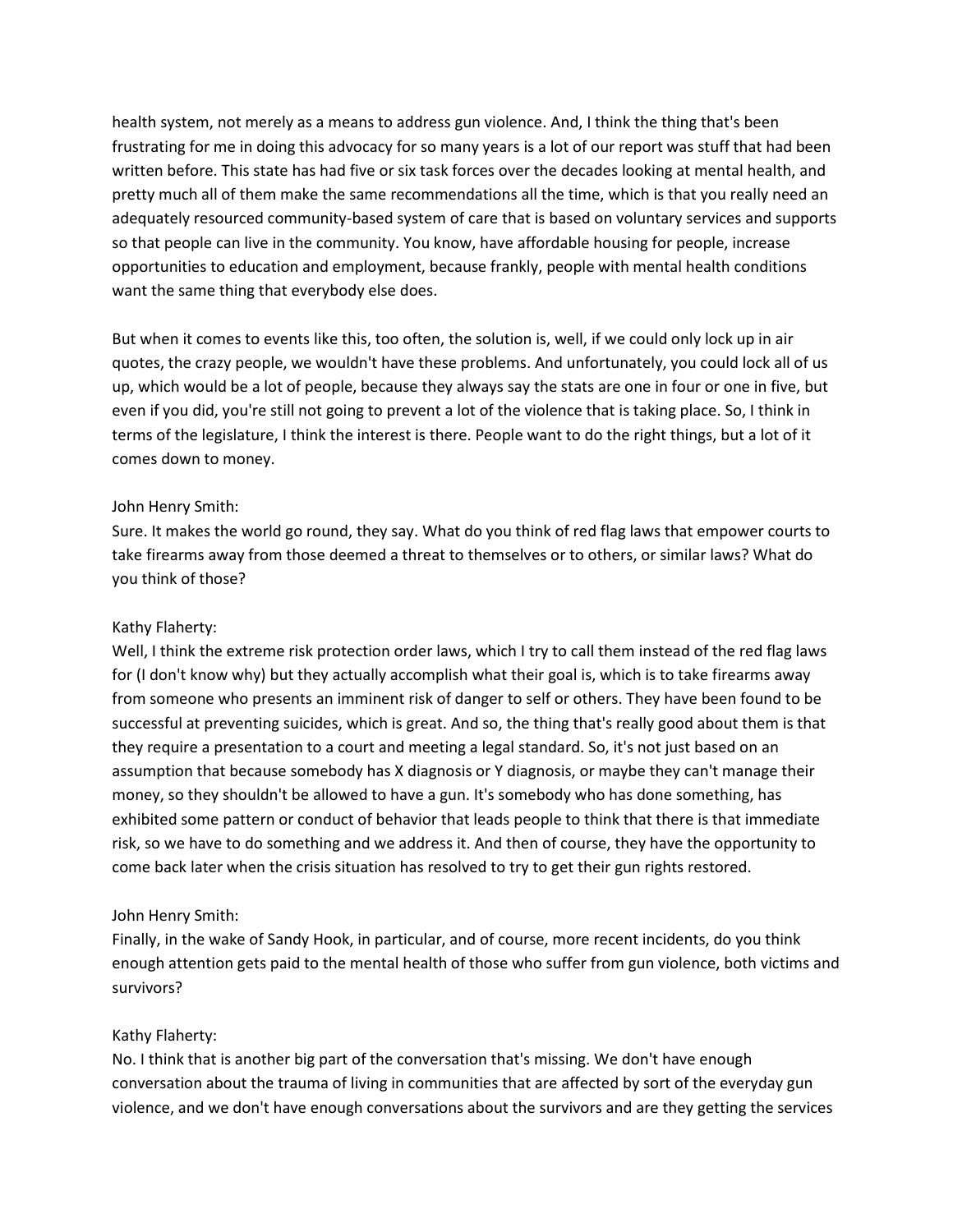health system, not merely as a means to address gun violence. And, I think the thing that's been frustrating for me in doing this advocacy for so many years is a lot of our report was stuff that had been written before. This state has had five or six task forces over the decades looking at mental health, and pretty much all of them make the same recommendations all the time, which is that you really need an adequately resourced community-based system of care that is based on voluntary services and supports so that people can live in the community. You know, have affordable housing for people, increase opportunities to education and employment, because frankly, people with mental health conditions want the same thing that everybody else does.

But when it comes to events like this, too often, the solution is, well, if we could only lock up in air quotes, the crazy people, we wouldn't have these problems. And unfortunately, you could lock all of us up, which would be a lot of people, because they always say the stats are one in four or one in five, but even if you did, you're still not going to prevent a lot of the violence that is taking place. So, I think in terms of the legislature, I think the interest is there. People want to do the right things, but a lot of it comes down to money.

John Henry Smith:
Sure. It makes the world go round, they say. What do you think of red flag laws that empower courts to take firearms away from those deemed a threat to themselves or to others, or similar laws? What do you think of those?

Kathy Flaherty:
Well, I think the extreme risk protection order laws, which I try to call them instead of the red flag laws for (I don't know why) but they actually accomplish what their goal is, which is to take firearms away from someone who presents an imminent risk of danger to self or others. They have been found to be successful at preventing suicides, which is great. And so, the thing that's really good about them is that they require a presentation to a court and meeting a legal standard. So, it's not just based on an assumption that because somebody has X diagnosis or Y diagnosis, or maybe they can't manage their money, so they shouldn't be allowed to have a gun. It's somebody who has done something, has exhibited some pattern or conduct of behavior that leads people to think that there is that immediate risk, so we have to do something and we address it. And then of course, they have the opportunity to come back later when the crisis situation has resolved to try to get their gun rights restored.

John Henry Smith:
Finally, in the wake of Sandy Hook, in particular, and of course, more recent incidents, do you think enough attention gets paid to the mental health of those who suffer from gun violence, both victims and survivors?

Kathy Flaherty:
No. I think that is another big part of the conversation that's missing. We don't have enough conversation about the trauma of living in communities that are affected by sort of the everyday gun violence, and we don't have enough conversations about the survivors and are they getting the services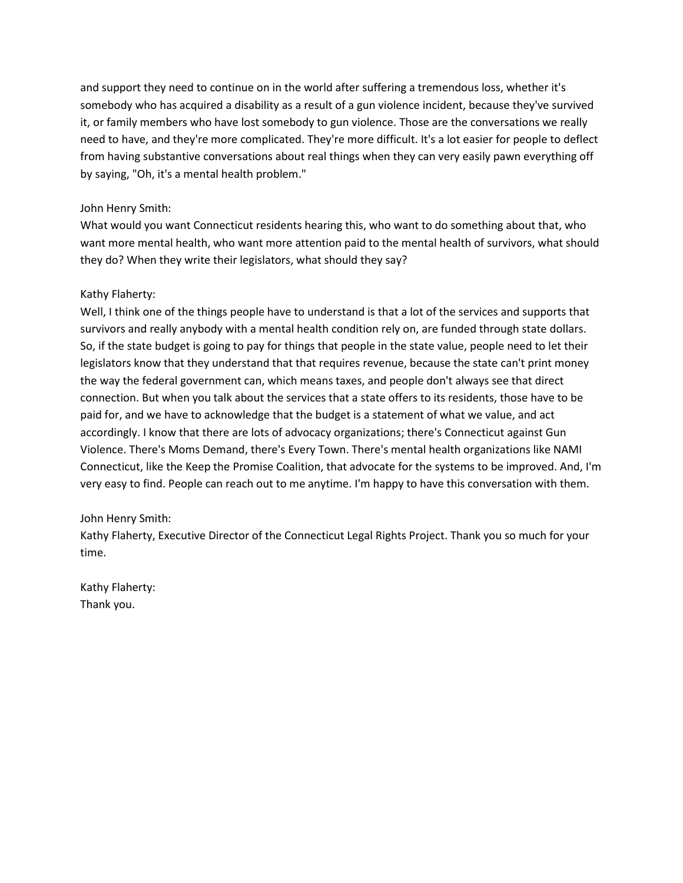and support they need to continue on in the world after suffering a tremendous loss, whether it's somebody who has acquired a disability as a result of a gun violence incident, because they've survived it, or family members who have lost somebody to gun violence. Those are the conversations we really need to have, and they're more complicated. They're more difficult. It's a lot easier for people to deflect from having substantive conversations about real things when they can very easily pawn everything off by saying, "Oh, it's a mental health problem."

John Henry Smith:
What would you want Connecticut residents hearing this, who want to do something about that, who want more mental health, who want more attention paid to the mental health of survivors, what should they do? When they write their legislators, what should they say?

Kathy Flaherty:
Well, I think one of the things people have to understand is that a lot of the services and supports that survivors and really anybody with a mental health condition rely on, are funded through state dollars. So, if the state budget is going to pay for things that people in the state value, people need to let their legislators know that they understand that that requires revenue, because the state can't print money the way the federal government can, which means taxes, and people don't always see that direct connection. But when you talk about the services that a state offers to its residents, those have to be paid for, and we have to acknowledge that the budget is a statement of what we value, and act accordingly. I know that there are lots of advocacy organizations; there's Connecticut against Gun Violence. There's Moms Demand, there's Every Town. There's mental health organizations like NAMI Connecticut, like the Keep the Promise Coalition, that advocate for the systems to be improved. And, I'm very easy to find. People can reach out to me anytime. I'm happy to have this conversation with them.

John Henry Smith:
Kathy Flaherty, Executive Director of the Connecticut Legal Rights Project. Thank you so much for your time.

Kathy Flaherty:
Thank you.